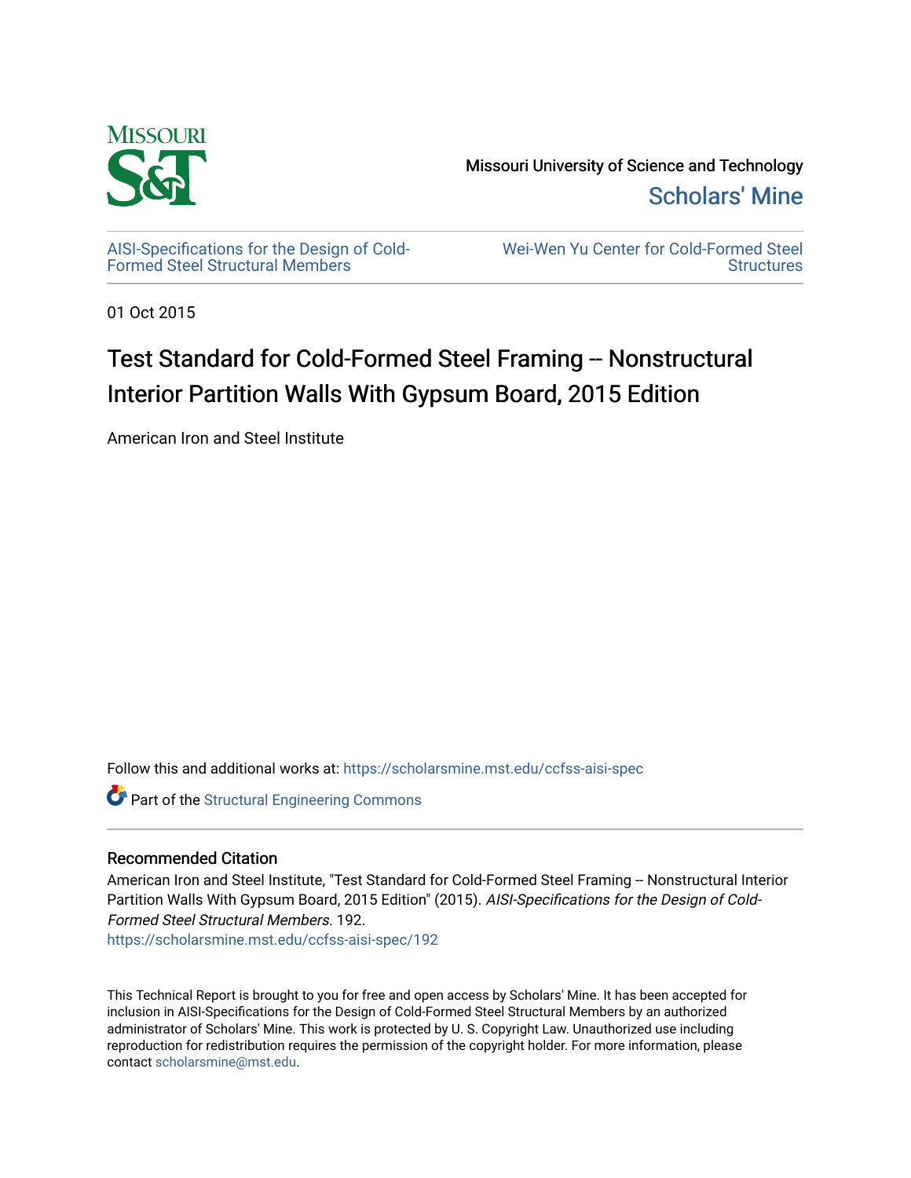Missouri University of Science and Technology

Scholars' Mine

AISI-Specifications for the Design of Cold-Formed Steel Structural Members

Wei-Wen Yu Center for Cold-Formed Steel Structures

01 Oct 2015

# Test Standard for Cold-Formed Steel Framing -- Nonstructural Interior Partition Walls With Gypsum Board, 2015 Edition

American Iron and Steel Institute

Follow this and additional works at: https://scholarsmine.mst.edu/ccfss-aisi-spec

Part of the Structural Engineering Commons

## Recommended Citation

American Iron and Steel Institute, "Test Standard for Cold-Formed Steel Framing -- Nonstructural Interior Partition Walls With Gypsum Board, 2015 Edition" (2015). *AISI-Specifications for the Design of Cold-Formed Steel Structural Members*. 192.
https://scholarsmine.mst.edu/ccfss-aisi-spec/192

This Technical Report is brought to you for free and open access by Scholars' Mine. It has been accepted for inclusion in AISI-Specifications for the Design of Cold-Formed Steel Structural Members by an authorized administrator of Scholars' Mine. This work is protected by U. S. Copyright Law. Unauthorized use including reproduction for redistribution requires the permission of the copyright holder. For more information, please contact scholarsmine@mst.edu.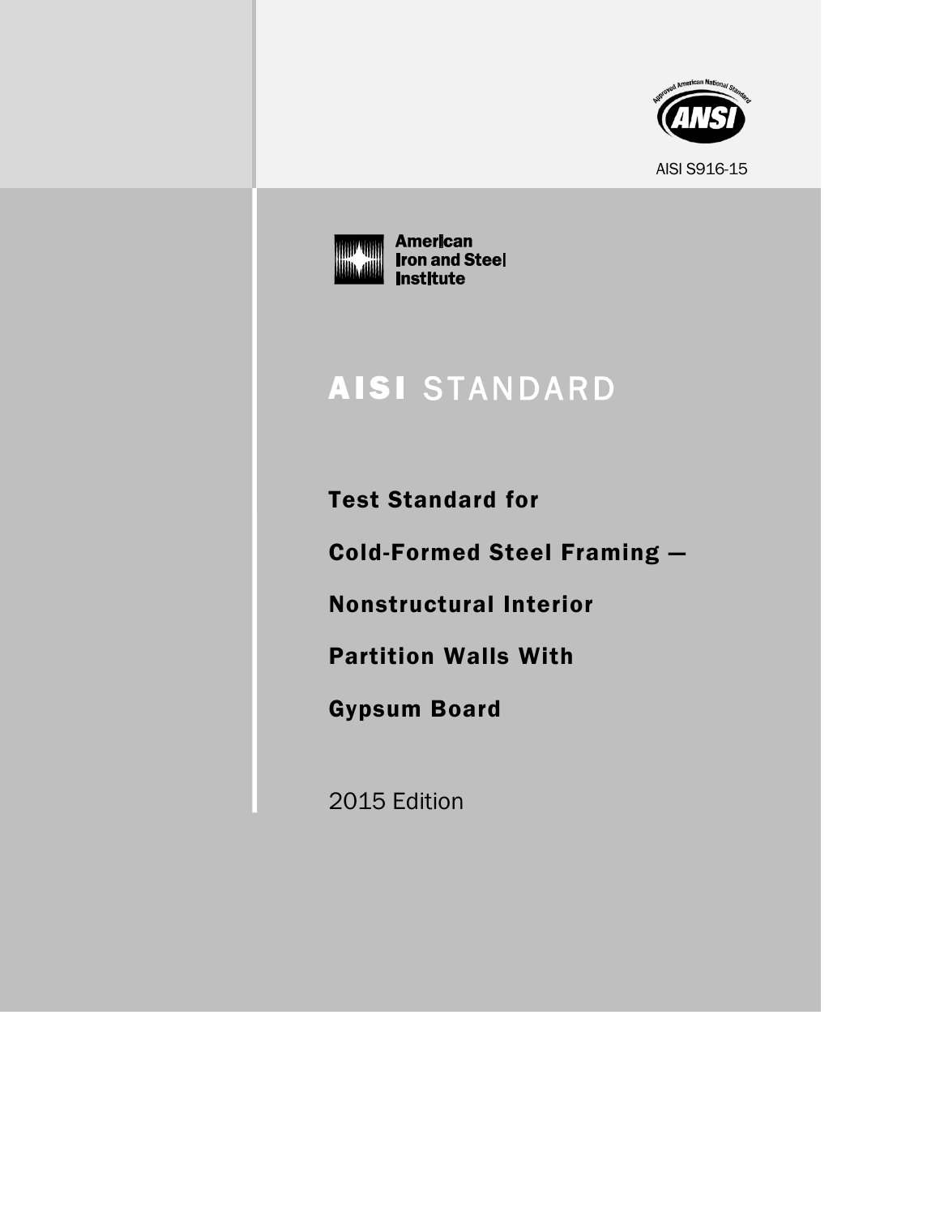AISI S916-15

American Iron and Steel Institute

# AISI STANDARD

## Test Standard for Cold-Formed Steel Framing — Nonstructural Interior Partition Walls With Gypsum Board

2015 Edition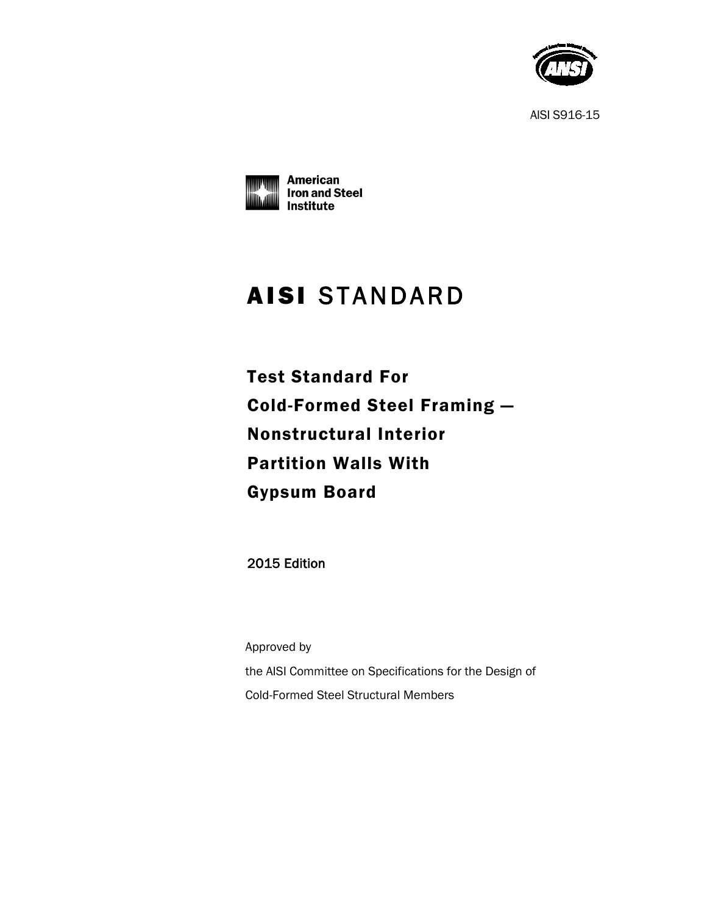AISI S916-15

American Iron and Steel Institute

# AISI STANDARD

## Test Standard For Cold-Formed Steel Framing — Nonstructural Interior Partition Walls With Gypsum Board

2015 Edition

Approved by

the AISI Committee on Specifications for the Design of Cold-Formed Steel Structural Members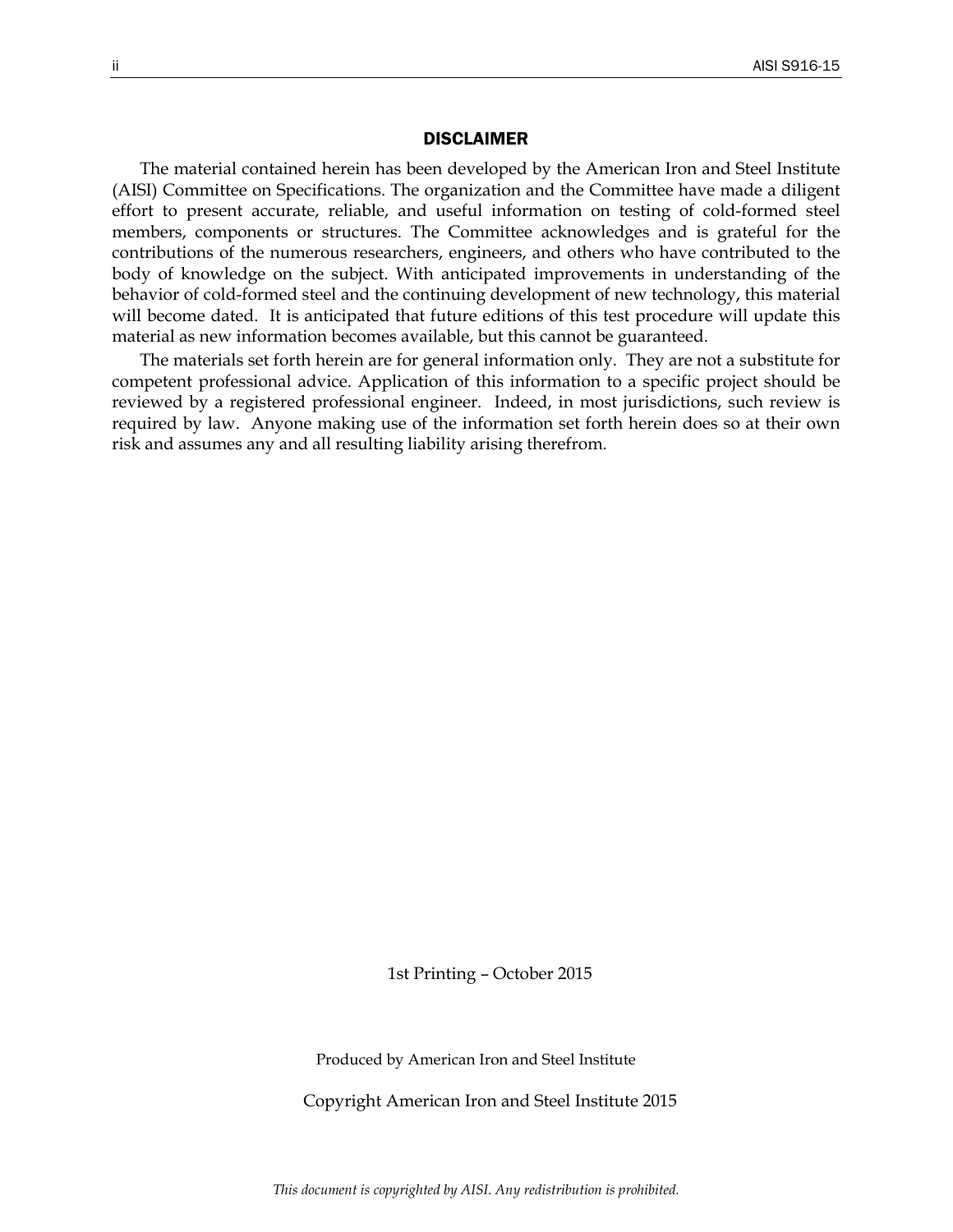## DISCLAIMER

The material contained herein has been developed by the American Iron and Steel Institute (AISI) Committee on Specifications. The organization and the Committee have made a diligent effort to present accurate, reliable, and useful information on testing of cold-formed steel members, components or structures. The Committee acknowledges and is grateful for the contributions of the numerous researchers, engineers, and others who have contributed to the body of knowledge on the subject. With anticipated improvements in understanding of the behavior of cold-formed steel and the continuing development of new technology, this material will become dated. It is anticipated that future editions of this test procedure will update this material as new information becomes available, but this cannot be guaranteed.

The materials set forth herein are for general information only. They are not a substitute for competent professional advice. Application of this information to a specific project should be reviewed by a registered professional engineer. Indeed, in most jurisdictions, such review is required by law. Anyone making use of the information set forth herein does so at their own risk and assumes any and all resulting liability arising therefrom.

1st Printing – October 2015

Produced by American Iron and Steel Institute

Copyright American Iron and Steel Institute 2015

*This document is copyrighted by AISI. Any redistribution is prohibited.*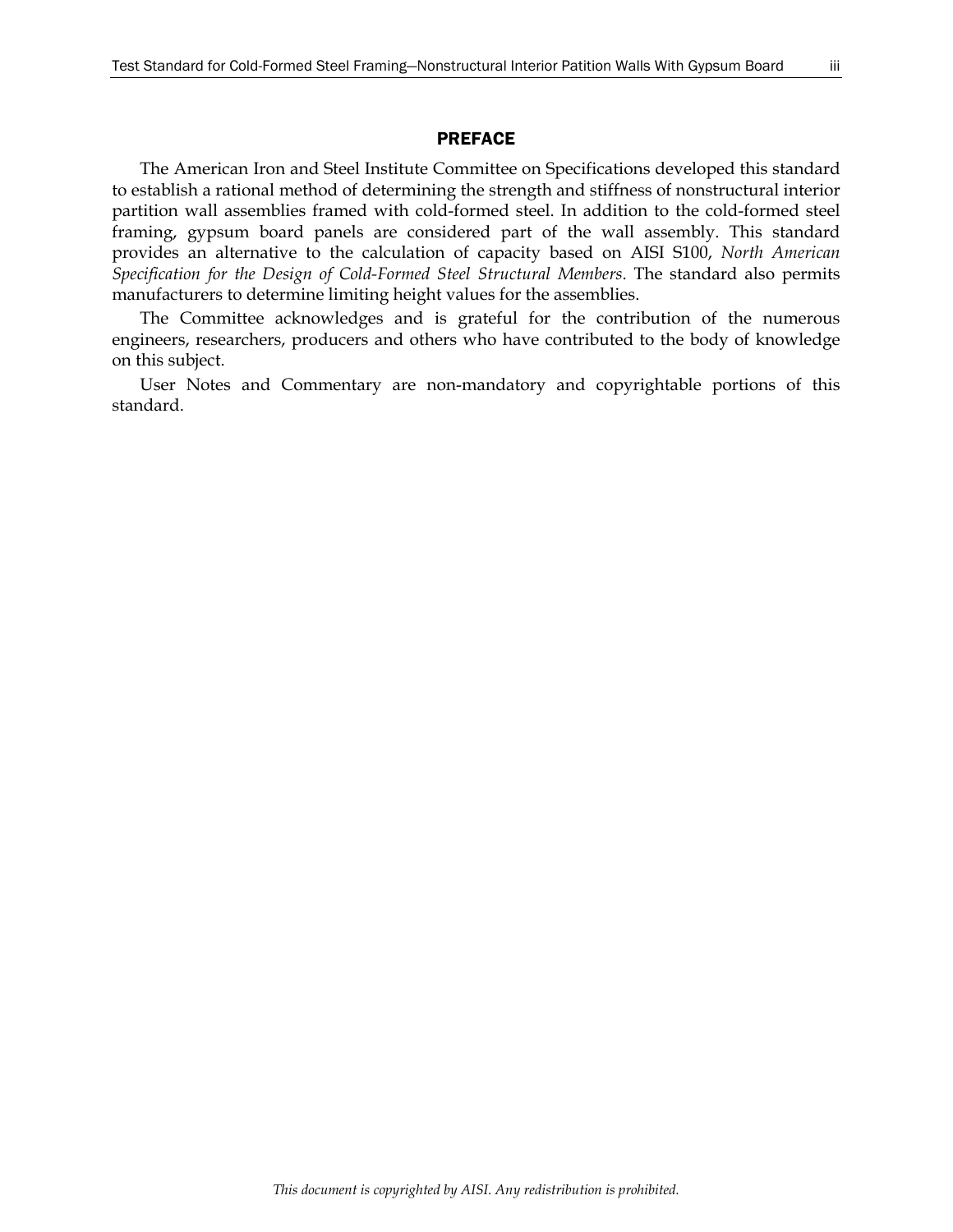## PREFACE

The American Iron and Steel Institute Committee on Specifications developed this standard to establish a rational method of determining the strength and stiffness of nonstructural interior partition wall assemblies framed with cold-formed steel. In addition to the cold-formed steel framing, gypsum board panels are considered part of the wall assembly. This standard provides an alternative to the calculation of capacity based on AISI S100, *North American Specification for the Design of Cold-Formed Steel Structural Members*. The standard also permits manufacturers to determine limiting height values for the assemblies.

The Committee acknowledges and is grateful for the contribution of the numerous engineers, researchers, producers and others who have contributed to the body of knowledge on this subject.

User Notes and Commentary are non-mandatory and copyrightable portions of this standard.

*This document is copyrighted by AISI. Any redistribution is prohibited.*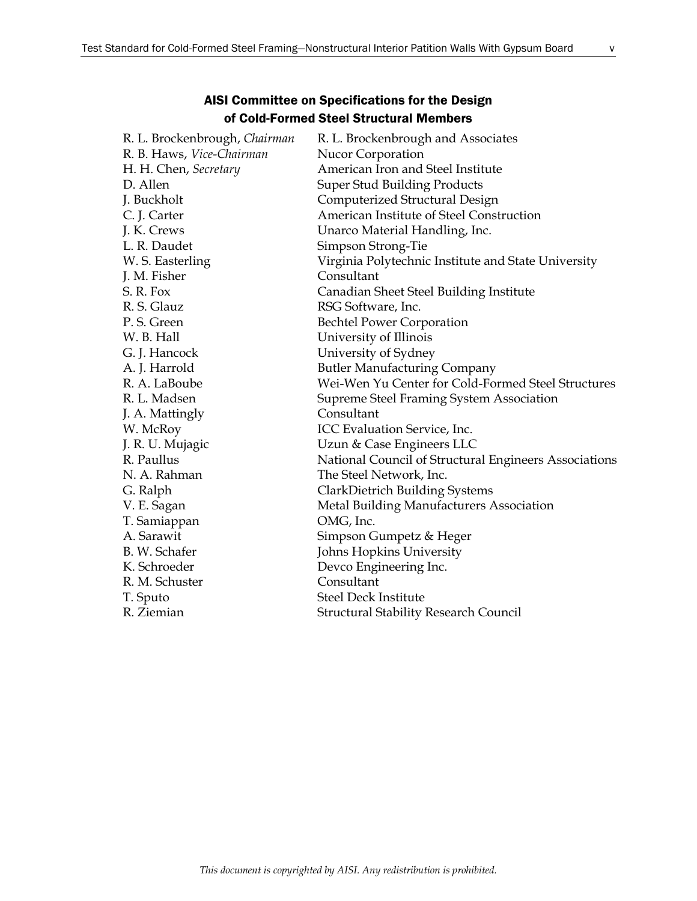## AISI Committee on Specifications for the Design of Cold-Formed Steel Structural Members

| | |
|---|---|
| R. L. Brockenbrough, *Chairman* | R. L. Brockenbrough and Associates |
| R. B. Haws, *Vice-Chairman* | Nucor Corporation |
| H. H. Chen, *Secretary* | American Iron and Steel Institute |
| D. Allen | Super Stud Building Products |
| J. Buckholt | Computerized Structural Design |
| C. J. Carter | American Institute of Steel Construction |
| J. K. Crews | Unarco Material Handling, Inc. |
| L. R. Daudet | Simpson Strong-Tie |
| W. S. Easterling | Virginia Polytechnic Institute and State University |
| J. M. Fisher | Consultant |
| S. R. Fox | Canadian Sheet Steel Building Institute |
| R. S. Glauz | RSG Software, Inc. |
| P. S. Green | Bechtel Power Corporation |
| W. B. Hall | University of Illinois |
| G. J. Hancock | University of Sydney |
| A. J. Harrold | Butler Manufacturing Company |
| R. A. LaBoube | Wei-Wen Yu Center for Cold-Formed Steel Structures |
| R. L. Madsen | Supreme Steel Framing System Association |
| J. A. Mattingly | Consultant |
| W. McRoy | ICC Evaluation Service, Inc. |
| J. R. U. Mujagic | Uzun & Case Engineers LLC |
| R. Paullus | National Council of Structural Engineers Associations |
| N. A. Rahman | The Steel Network, Inc. |
| G. Ralph | ClarkDietrich Building Systems |
| V. E. Sagan | Metal Building Manufacturers Association |
| T. Samiappan | OMG, Inc. |
| A. Sarawit | Simpson Gumpetz & Heger |
| B. W. Schafer | Johns Hopkins University |
| K. Schroeder | Devco Engineering Inc. |
| R. M. Schuster | Consultant |
| T. Sputo | Steel Deck Institute |
| R. Ziemian | Structural Stability Research Council |

*This document is copyrighted by AISI. Any redistribution is prohibited.*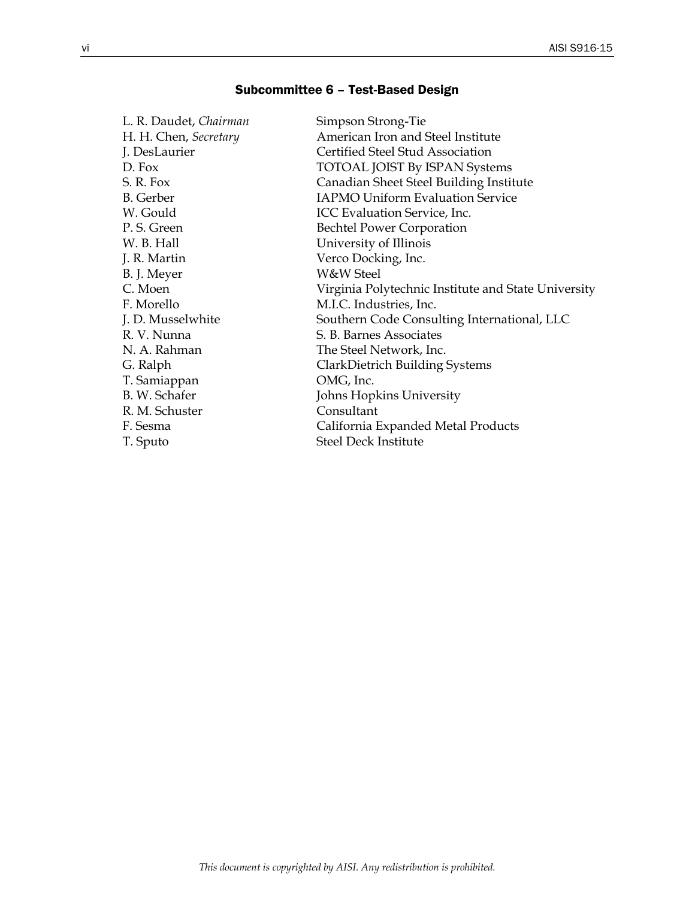## Subcommittee 6 – Test-Based Design

| | |
|---|---|
| L. R. Daudet, *Chairman* | Simpson Strong-Tie |
| H. H. Chen, *Secretary* | American Iron and Steel Institute |
| J. DesLaurier | Certified Steel Stud Association |
| D. Fox | TOTOAL JOIST By ISPAN Systems |
| S. R. Fox | Canadian Sheet Steel Building Institute |
| B. Gerber | IAPMO Uniform Evaluation Service |
| W. Gould | ICC Evaluation Service, Inc. |
| P. S. Green | Bechtel Power Corporation |
| W. B. Hall | University of Illinois |
| J. R. Martin | Verco Docking, Inc. |
| B. J. Meyer | W&W Steel |
| C. Moen | Virginia Polytechnic Institute and State University |
| F. Morello | M.I.C. Industries, Inc. |
| J. D. Musselwhite | Southern Code Consulting International, LLC |
| R. V. Nunna | S. B. Barnes Associates |
| N. A. Rahman | The Steel Network, Inc. |
| G. Ralph | ClarkDietrich Building Systems |
| T. Samiappan | OMG, Inc. |
| B. W. Schafer | Johns Hopkins University |
| R. M. Schuster | Consultant |
| F. Sesma | California Expanded Metal Products |
| T. Sputo | Steel Deck Institute |

*This document is copyrighted by AISI. Any redistribution is prohibited.*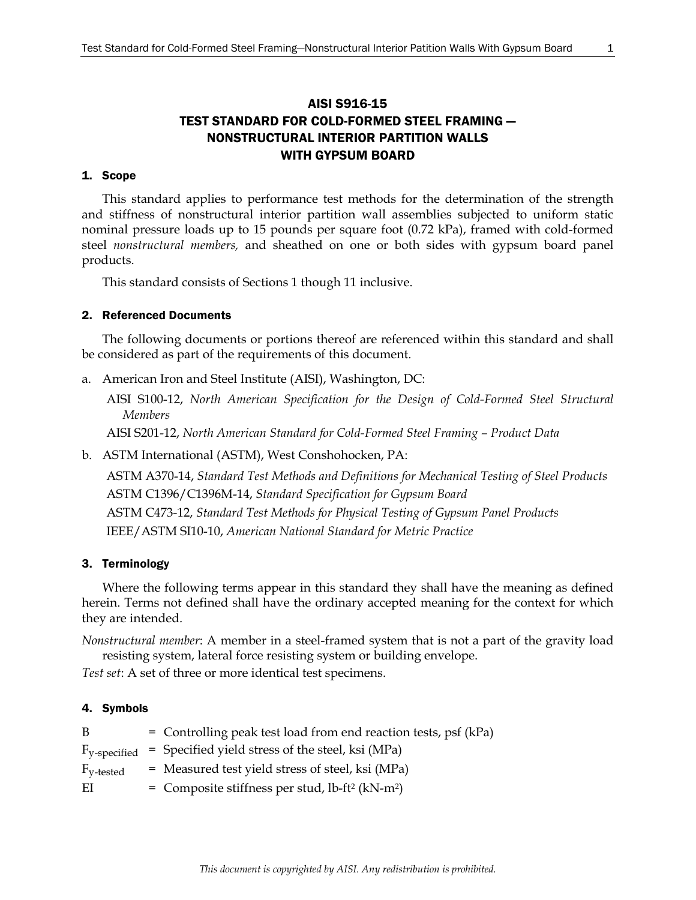# AISI S916-15
# TEST STANDARD FOR COLD-FORMED STEEL FRAMING — NONSTRUCTURAL INTERIOR PARTITION WALLS WITH GYPSUM BOARD

## 1. Scope

This standard applies to performance test methods for the determination of the strength and stiffness of nonstructural interior partition wall assemblies subjected to uniform static nominal pressure loads up to 15 pounds per square foot (0.72 kPa), framed with cold-formed steel *nonstructural members,* and sheathed on one or both sides with gypsum board panel products.

This standard consists of Sections 1 though 11 inclusive.

## 2. Referenced Documents

The following documents or portions thereof are referenced within this standard and shall be considered as part of the requirements of this document.

a. American Iron and Steel Institute (AISI), Washington, DC:

AISI S100-12, *North American Specification for the Design of Cold-Formed Steel Structural Members*

AISI S201-12, *North American Standard for Cold-Formed Steel Framing – Product Data*

b. ASTM International (ASTM), West Conshohocken, PA:

ASTM A370-14, *Standard Test Methods and Definitions for Mechanical Testing of Steel Products*

ASTM C1396/C1396M-14, *Standard Specification for Gypsum Board*

ASTM C473-12, *Standard Test Methods for Physical Testing of Gypsum Panel Products*

IEEE/ASTM SI10-10, *American National Standard for Metric Practice*

## 3. Terminology

Where the following terms appear in this standard they shall have the meaning as defined herein. Terms not defined shall have the ordinary accepted meaning for the context for which they are intended.

*Nonstructural member*: A member in a steel-framed system that is not a part of the gravity load resisting system, lateral force resisting system or building envelope.

*Test set*: A set of three or more identical test specimens.

## 4. Symbols

B = Controlling peak test load from end reaction tests, psf (kPa)

$F_{y\text{-specified}}$ = Specified yield stress of the steel, ksi (MPa)

$F_{y\text{-tested}}$ = Measured test yield stress of steel, ksi (MPa)

EI = Composite stiffness per stud, lb-ft$^2$ (kN-m$^2$)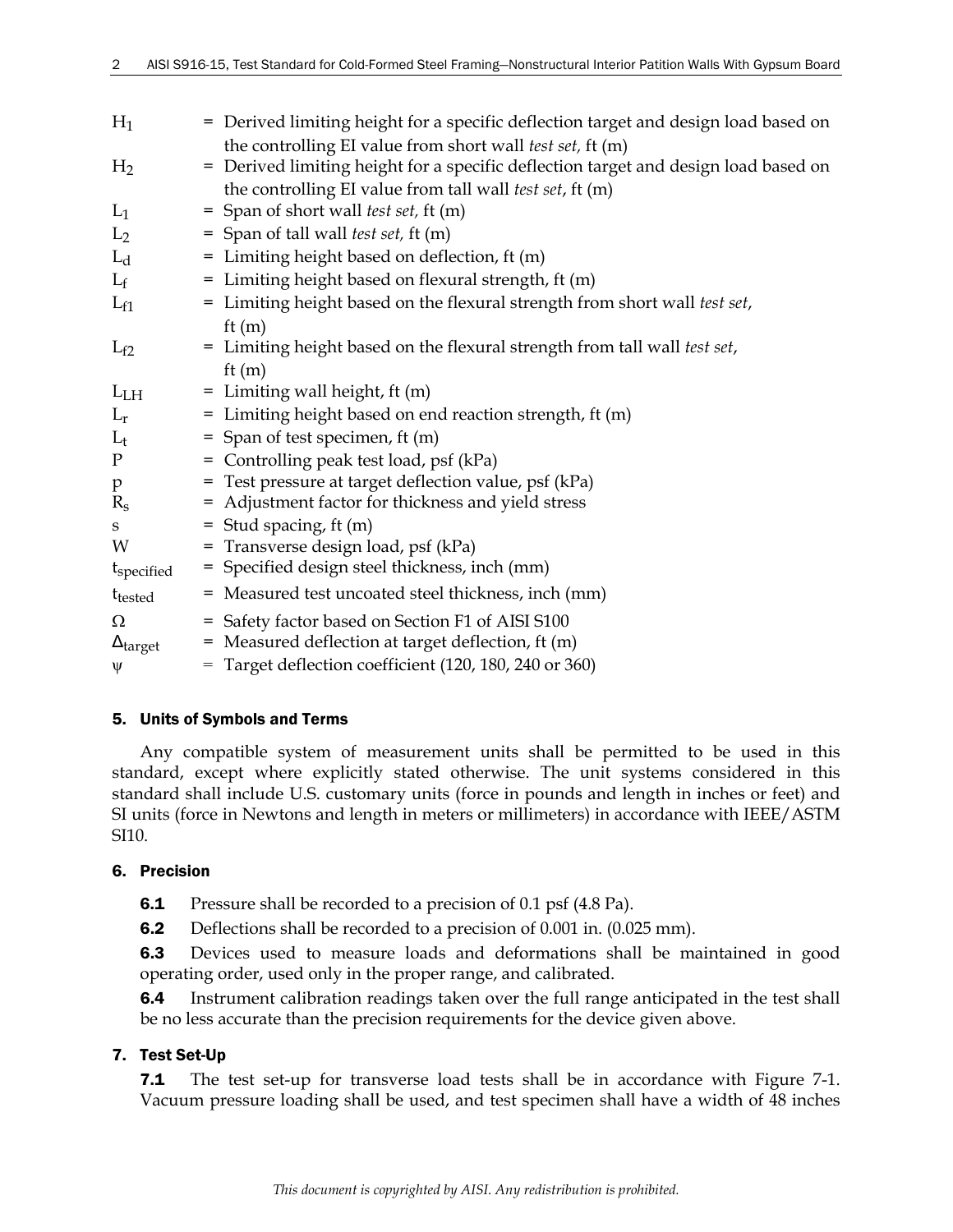$H_1$ = Derived limiting height for a specific deflection target and design load based on the controlling EI value from short wall *test set,* ft (m)

$H_2$ = Derived limiting height for a specific deflection target and design load based on the controlling EI value from tall wall *test set*, ft (m)

$L_1$ = Span of short wall *test set,* ft (m)

$L_2$ = Span of tall wall *test set,* ft (m)

$L_d$ = Limiting height based on deflection, ft (m)

$L_f$ = Limiting height based on flexural strength, ft (m)

$L_{f1}$ = Limiting height based on the flexural strength from short wall *test set*, ft (m)

$L_{f2}$ = Limiting height based on the flexural strength from tall wall *test set*, ft (m)

$L_{LH}$ = Limiting wall height, ft (m)

$L_r$ = Limiting height based on end reaction strength, ft (m)

$L_t$ = Span of test specimen, ft (m)

P = Controlling peak test load, psf (kPa)

p = Test pressure at target deflection value, psf (kPa)

$R_s$ = Adjustment factor for thickness and yield stress

s = Stud spacing, ft (m)

W = Transverse design load, psf (kPa)

$t_{specified}$ = Specified design steel thickness, inch (mm)

$t_{tested}$ = Measured test uncoated steel thickness, inch (mm)

$\Omega$ = Safety factor based on Section F1 of AISI S100

$\Delta_{target}$ = Measured deflection at target deflection, ft (m)

$\psi$ = Target deflection coefficient (120, 180, 240 or 360)

## 5. Units of Symbols and Terms

Any compatible system of measurement units shall be permitted to be used in this standard, except where explicitly stated otherwise. The unit systems considered in this standard shall include U.S. customary units (force in pounds and length in inches or feet) and SI units (force in Newtons and length in meters or millimeters) in accordance with IEEE/ASTM SI10.

## 6. Precision

**6.1** Pressure shall be recorded to a precision of 0.1 psf (4.8 Pa).

**6.2** Deflections shall be recorded to a precision of 0.001 in. (0.025 mm).

**6.3** Devices used to measure loads and deformations shall be maintained in good operating order, used only in the proper range, and calibrated.

**6.4** Instrument calibration readings taken over the full range anticipated in the test shall be no less accurate than the precision requirements for the device given above.

## 7. Test Set-Up

**7.1** The test set-up for transverse load tests shall be in accordance with Figure 7-1. Vacuum pressure loading shall be used, and test specimen shall have a width of 48 inches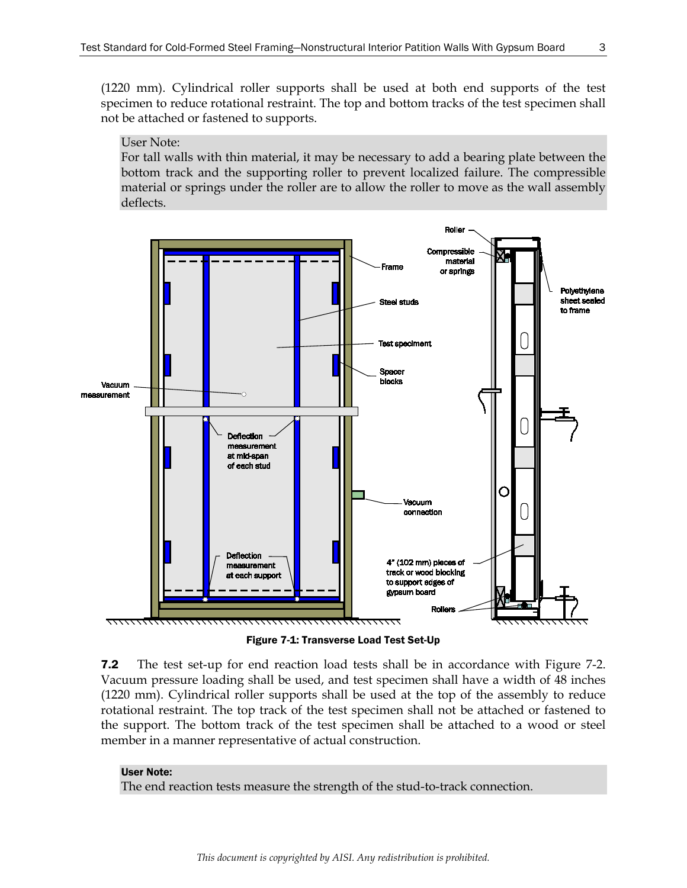(1220 mm). Cylindrical roller supports shall be used at both end supports of the test specimen to reduce rotational restraint. The top and bottom tracks of the test specimen shall not be attached or fastened to supports.

> User Note:
> For tall walls with thin material, it may be necessary to add a bearing plate between the bottom track and the supporting roller to prevent localized failure. The compressible material or springs under the roller are to allow the roller to move as the wall assembly deflects.

**Figure 7-1: Transverse Load Test Set-Up**

**7.2** The test set-up for end reaction load tests shall be in accordance with Figure 7-2. Vacuum pressure loading shall be used, and test specimen shall have a width of 48 inches (1220 mm). Cylindrical roller supports shall be used at the top of the assembly to reduce rotational restraint. The top track of the test specimen shall not be attached or fastened to the support. The bottom track of the test specimen shall be attached to a wood or steel member in a manner representative of actual construction.

> **User Note:**
> The end reaction tests measure the strength of the stud-to-track connection.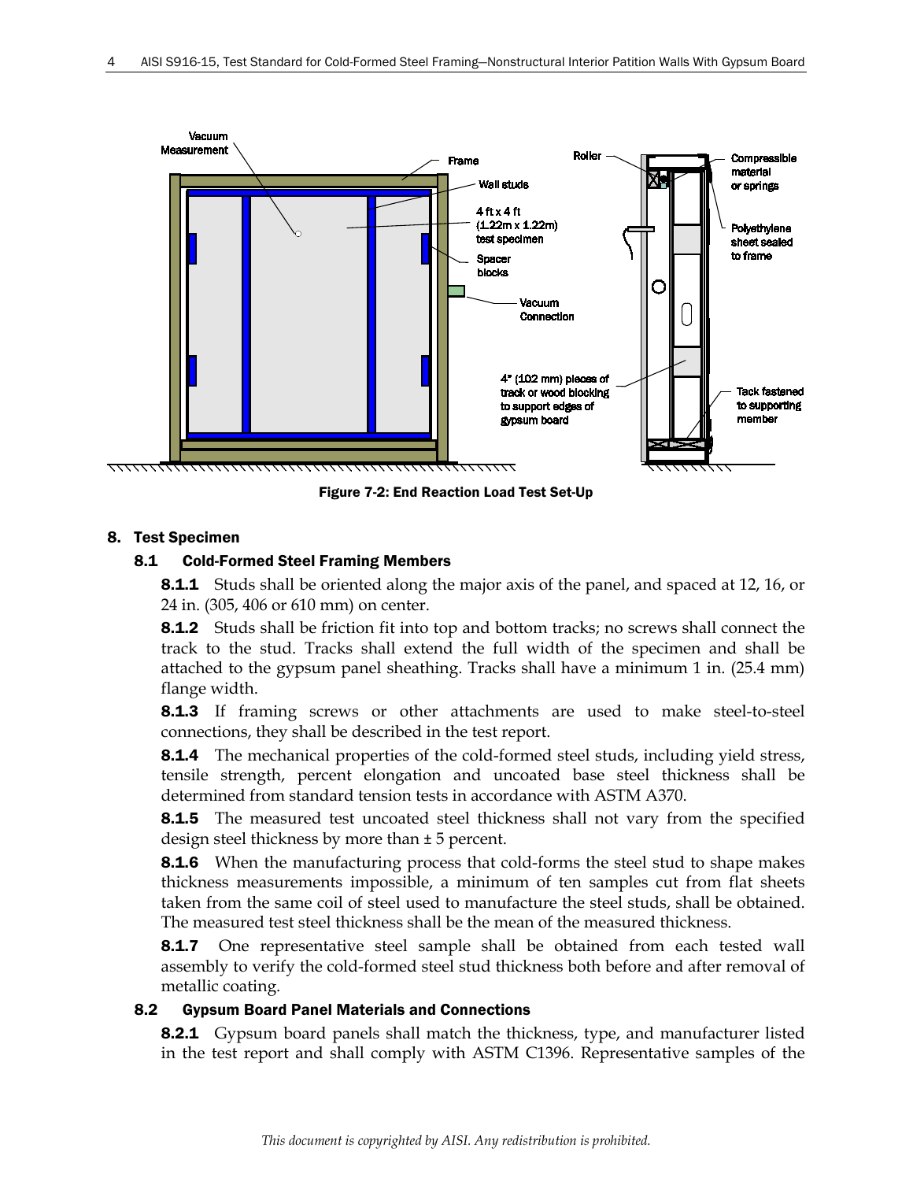Figure 7-2: End Reaction Load Test Set-Up

## 8. Test Specimen

### 8.1 Cold-Formed Steel Framing Members

**8.1.1** Studs shall be oriented along the major axis of the panel, and spaced at 12, 16, or 24 in. (305, 406 or 610 mm) on center.

**8.1.2** Studs shall be friction fit into top and bottom tracks; no screws shall connect the track to the stud. Tracks shall extend the full width of the specimen and shall be attached to the gypsum panel sheathing. Tracks shall have a minimum 1 in. (25.4 mm) flange width.

**8.1.3** If framing screws or other attachments are used to make steel-to-steel connections, they shall be described in the test report.

**8.1.4** The mechanical properties of the cold-formed steel studs, including yield stress, tensile strength, percent elongation and uncoated base steel thickness shall be determined from standard tension tests in accordance with ASTM A370.

**8.1.5** The measured test uncoated steel thickness shall not vary from the specified design steel thickness by more than ± 5 percent.

**8.1.6** When the manufacturing process that cold-forms the steel stud to shape makes thickness measurements impossible, a minimum of ten samples cut from flat sheets taken from the same coil of steel used to manufacture the steel studs, shall be obtained. The measured test steel thickness shall be the mean of the measured thickness.

**8.1.7** One representative steel sample shall be obtained from each tested wall assembly to verify the cold-formed steel stud thickness both before and after removal of metallic coating.

### 8.2 Gypsum Board Panel Materials and Connections

**8.2.1** Gypsum board panels shall match the thickness, type, and manufacturer listed in the test report and shall comply with ASTM C1396. Representative samples of the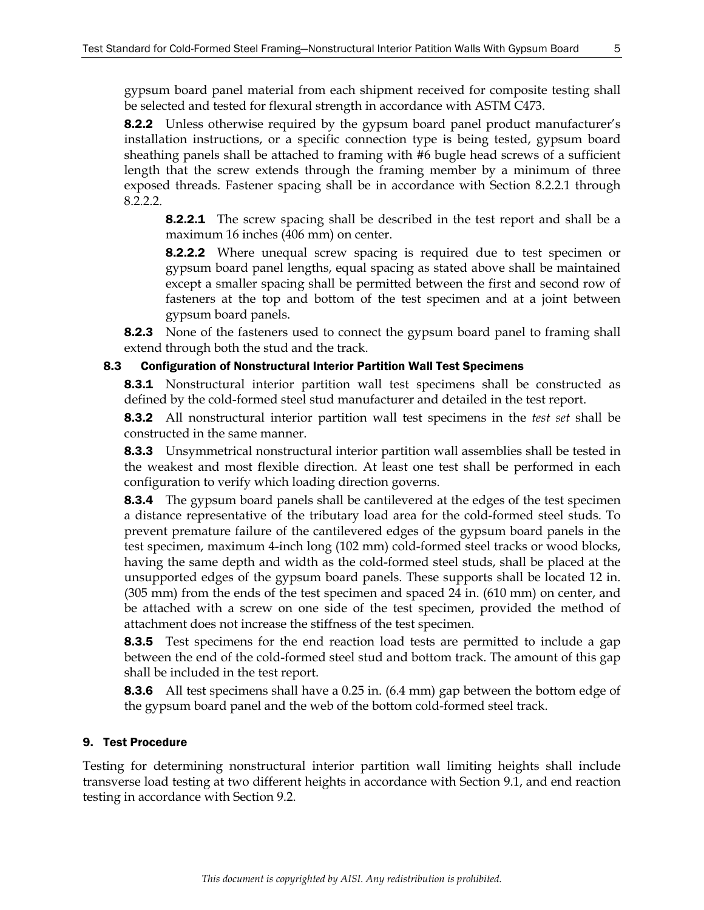gypsum board panel material from each shipment received for composite testing shall be selected and tested for flexural strength in accordance with ASTM C473.

**8.2.2** Unless otherwise required by the gypsum board panel product manufacturer's installation instructions, or a specific connection type is being tested, gypsum board sheathing panels shall be attached to framing with #6 bugle head screws of a sufficient length that the screw extends through the framing member by a minimum of three exposed threads. Fastener spacing shall be in accordance with Section 8.2.2.1 through 8.2.2.2.

**8.2.2.1** The screw spacing shall be described in the test report and shall be a maximum 16 inches (406 mm) on center.

**8.2.2.2** Where unequal screw spacing is required due to test specimen or gypsum board panel lengths, equal spacing as stated above shall be maintained except a smaller spacing shall be permitted between the first and second row of fasteners at the top and bottom of the test specimen and at a joint between gypsum board panels.

**8.2.3** None of the fasteners used to connect the gypsum board panel to framing shall extend through both the stud and the track.

### 8.3 Configuration of Nonstructural Interior Partition Wall Test Specimens

**8.3.1** Nonstructural interior partition wall test specimens shall be constructed as defined by the cold-formed steel stud manufacturer and detailed in the test report.

**8.3.2** All nonstructural interior partition wall test specimens in the *test set* shall be constructed in the same manner.

**8.3.3** Unsymmetrical nonstructural interior partition wall assemblies shall be tested in the weakest and most flexible direction. At least one test shall be performed in each configuration to verify which loading direction governs.

**8.3.4** The gypsum board panels shall be cantilevered at the edges of the test specimen a distance representative of the tributary load area for the cold-formed steel studs. To prevent premature failure of the cantilevered edges of the gypsum board panels in the test specimen, maximum 4-inch long (102 mm) cold-formed steel tracks or wood blocks, having the same depth and width as the cold-formed steel studs, shall be placed at the unsupported edges of the gypsum board panels. These supports shall be located 12 in. (305 mm) from the ends of the test specimen and spaced 24 in. (610 mm) on center, and be attached with a screw on one side of the test specimen, provided the method of attachment does not increase the stiffness of the test specimen.

**8.3.5** Test specimens for the end reaction load tests are permitted to include a gap between the end of the cold-formed steel stud and bottom track. The amount of this gap shall be included in the test report.

**8.3.6** All test specimens shall have a 0.25 in. (6.4 mm) gap between the bottom edge of the gypsum board panel and the web of the bottom cold-formed steel track.

## 9. Test Procedure

Testing for determining nonstructural interior partition wall limiting heights shall include transverse load testing at two different heights in accordance with Section 9.1, and end reaction testing in accordance with Section 9.2.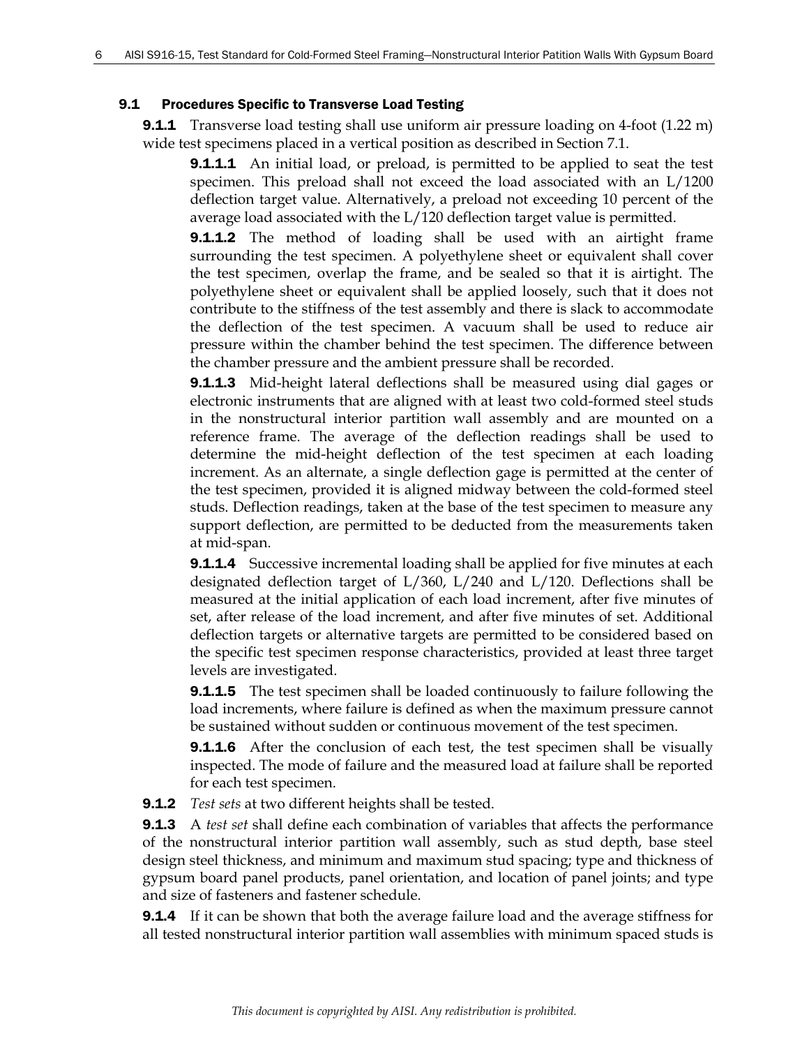## 9.1 Procedures Specific to Transverse Load Testing

**9.1.1** Transverse load testing shall use uniform air pressure loading on 4-foot (1.22 m) wide test specimens placed in a vertical position as described in Section 7.1.

**9.1.1.1** An initial load, or preload, is permitted to be applied to seat the test specimen. This preload shall not exceed the load associated with an L/1200 deflection target value. Alternatively, a preload not exceeding 10 percent of the average load associated with the L/120 deflection target value is permitted.

**9.1.1.2** The method of loading shall be used with an airtight frame surrounding the test specimen. A polyethylene sheet or equivalent shall cover the test specimen, overlap the frame, and be sealed so that it is airtight. The polyethylene sheet or equivalent shall be applied loosely, such that it does not contribute to the stiffness of the test assembly and there is slack to accommodate the deflection of the test specimen. A vacuum shall be used to reduce air pressure within the chamber behind the test specimen. The difference between the chamber pressure and the ambient pressure shall be recorded.

**9.1.1.3** Mid-height lateral deflections shall be measured using dial gages or electronic instruments that are aligned with at least two cold-formed steel studs in the nonstructural interior partition wall assembly and are mounted on a reference frame. The average of the deflection readings shall be used to determine the mid-height deflection of the test specimen at each loading increment. As an alternate, a single deflection gage is permitted at the center of the test specimen, provided it is aligned midway between the cold-formed steel studs. Deflection readings, taken at the base of the test specimen to measure any support deflection, are permitted to be deducted from the measurements taken at mid-span.

**9.1.1.4** Successive incremental loading shall be applied for five minutes at each designated deflection target of L/360, L/240 and L/120. Deflections shall be measured at the initial application of each load increment, after five minutes of set, after release of the load increment, and after five minutes of set. Additional deflection targets or alternative targets are permitted to be considered based on the specific test specimen response characteristics, provided at least three target levels are investigated.

**9.1.1.5** The test specimen shall be loaded continuously to failure following the load increments, where failure is defined as when the maximum pressure cannot be sustained without sudden or continuous movement of the test specimen.

**9.1.1.6** After the conclusion of each test, the test specimen shall be visually inspected. The mode of failure and the measured load at failure shall be reported for each test specimen.

**9.1.2** *Test sets* at two different heights shall be tested.

**9.1.3** A *test set* shall define each combination of variables that affects the performance of the nonstructural interior partition wall assembly, such as stud depth, base steel design steel thickness, and minimum and maximum stud spacing; type and thickness of gypsum board panel products, panel orientation, and location of panel joints; and type and size of fasteners and fastener schedule.

**9.1.4** If it can be shown that both the average failure load and the average stiffness for all tested nonstructural interior partition wall assemblies with minimum spaced studs is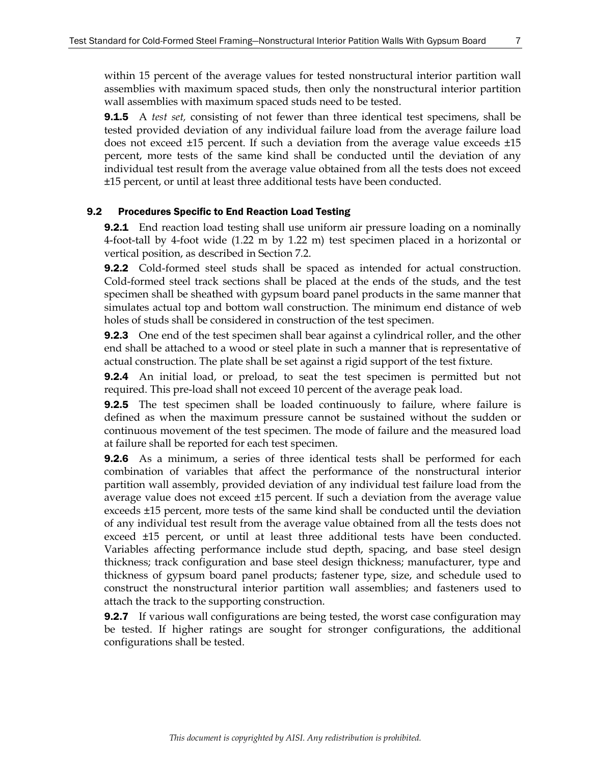within 15 percent of the average values for tested nonstructural interior partition wall assemblies with maximum spaced studs, then only the nonstructural interior partition wall assemblies with maximum spaced studs need to be tested.

**9.1.5** A *test set,* consisting of not fewer than three identical test specimens, shall be tested provided deviation of any individual failure load from the average failure load does not exceed ±15 percent. If such a deviation from the average value exceeds ±15 percent, more tests of the same kind shall be conducted until the deviation of any individual test result from the average value obtained from all the tests does not exceed ±15 percent, or until at least three additional tests have been conducted.

### 9.2 Procedures Specific to End Reaction Load Testing

**9.2.1** End reaction load testing shall use uniform air pressure loading on a nominally 4-foot-tall by 4-foot wide (1.22 m by 1.22 m) test specimen placed in a horizontal or vertical position, as described in Section 7.2.

**9.2.2** Cold-formed steel studs shall be spaced as intended for actual construction. Cold-formed steel track sections shall be placed at the ends of the studs, and the test specimen shall be sheathed with gypsum board panel products in the same manner that simulates actual top and bottom wall construction. The minimum end distance of web holes of studs shall be considered in construction of the test specimen.

**9.2.3** One end of the test specimen shall bear against a cylindrical roller, and the other end shall be attached to a wood or steel plate in such a manner that is representative of actual construction. The plate shall be set against a rigid support of the test fixture.

**9.2.4** An initial load, or preload, to seat the test specimen is permitted but not required. This pre-load shall not exceed 10 percent of the average peak load.

**9.2.5** The test specimen shall be loaded continuously to failure, where failure is defined as when the maximum pressure cannot be sustained without the sudden or continuous movement of the test specimen. The mode of failure and the measured load at failure shall be reported for each test specimen.

**9.2.6** As a minimum, a series of three identical tests shall be performed for each combination of variables that affect the performance of the nonstructural interior partition wall assembly, provided deviation of any individual test failure load from the average value does not exceed ±15 percent. If such a deviation from the average value exceeds ±15 percent, more tests of the same kind shall be conducted until the deviation of any individual test result from the average value obtained from all the tests does not exceed ±15 percent, or until at least three additional tests have been conducted. Variables affecting performance include stud depth, spacing, and base steel design thickness; track configuration and base steel design thickness; manufacturer, type and thickness of gypsum board panel products; fastener type, size, and schedule used to construct the nonstructural interior partition wall assemblies; and fasteners used to attach the track to the supporting construction.

**9.2.7** If various wall configurations are being tested, the worst case configuration may be tested. If higher ratings are sought for stronger configurations, the additional configurations shall be tested.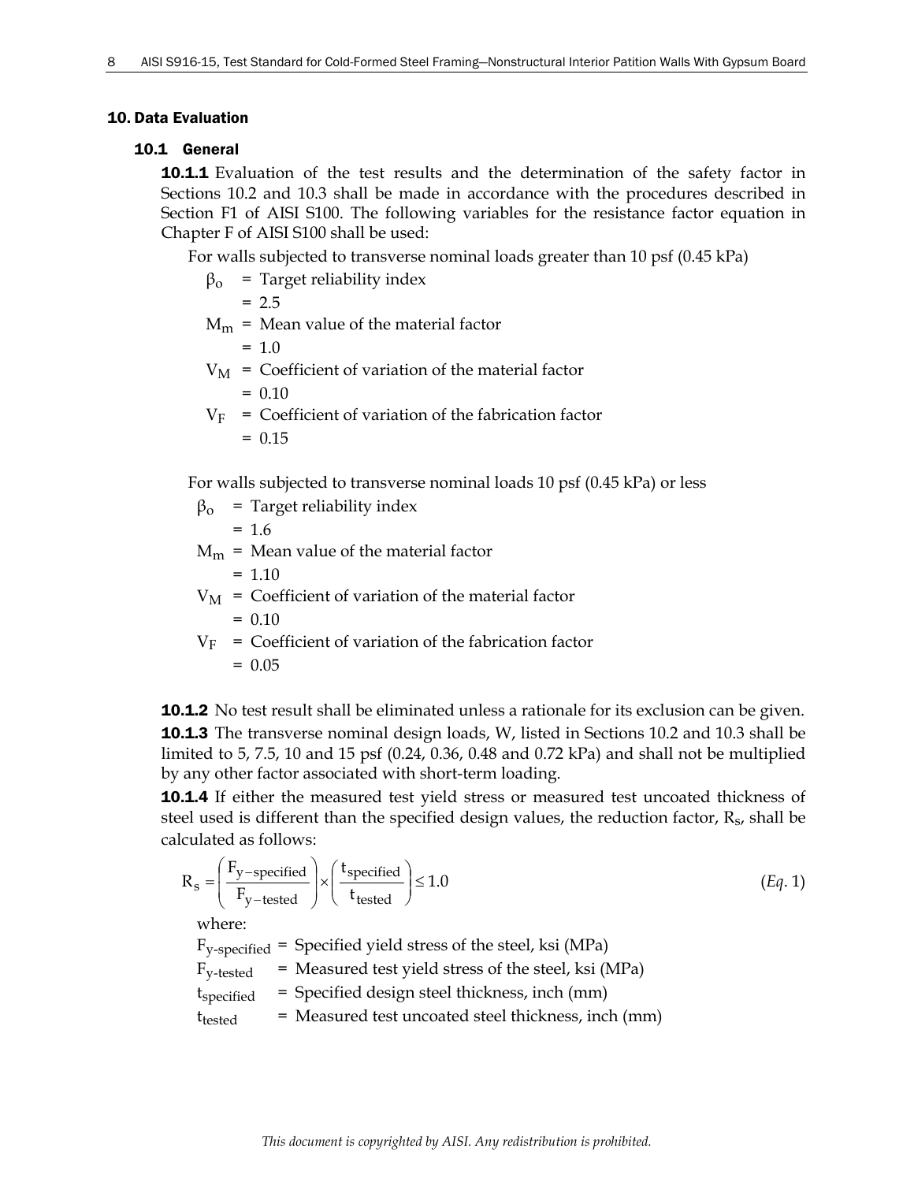## 10. Data Evaluation

### 10.1 General

**10.1.1** Evaluation of the test results and the determination of the safety factor in Sections 10.2 and 10.3 shall be made in accordance with the procedures described in Section F1 of AISI S100. The following variables for the resistance factor equation in Chapter F of AISI S100 shall be used:

For walls subjected to transverse nominal loads greater than 10 psf (0.45 kPa)

$\beta_o$ = Target reliability index
= 2.5

$M_m$ = Mean value of the material factor
= 1.0

$V_M$ = Coefficient of variation of the material factor
= 0.10

$V_F$ = Coefficient of variation of the fabrication factor
= 0.15

For walls subjected to transverse nominal loads 10 psf (0.45 kPa) or less

$\beta_o$ = Target reliability index
= 1.6

$M_m$ = Mean value of the material factor
= 1.10

$V_M$ = Coefficient of variation of the material factor
= 0.10

$V_F$ = Coefficient of variation of the fabrication factor
= 0.05

**10.1.2** No test result shall be eliminated unless a rationale for its exclusion can be given.

**10.1.3** The transverse nominal design loads, W, listed in Sections 10.2 and 10.3 shall be limited to 5, 7.5, 10 and 15 psf (0.24, 0.36, 0.48 and 0.72 kPa) and shall not be multiplied by any other factor associated with short-term loading.

**10.1.4** If either the measured test yield stress or measured test uncoated thickness of steel used is different than the specified design values, the reduction factor, $R_s$, shall be calculated as follows:

$$R_s = \left(\frac{F_{y-specified}}{F_{y-tested}}\right) \times \left(\frac{t_{specified}}{t_{tested}}\right) \leq 1.0 \qquad (Eq.\ 1)$$

where:

$F_{y\text{-}specified}$ = Specified yield stress of the steel, ksi (MPa)

$F_{y\text{-}tested}$ = Measured test yield stress of the steel, ksi (MPa)

$t_{specified}$ = Specified design steel thickness, inch (mm)

$t_{tested}$ = Measured test uncoated steel thickness, inch (mm)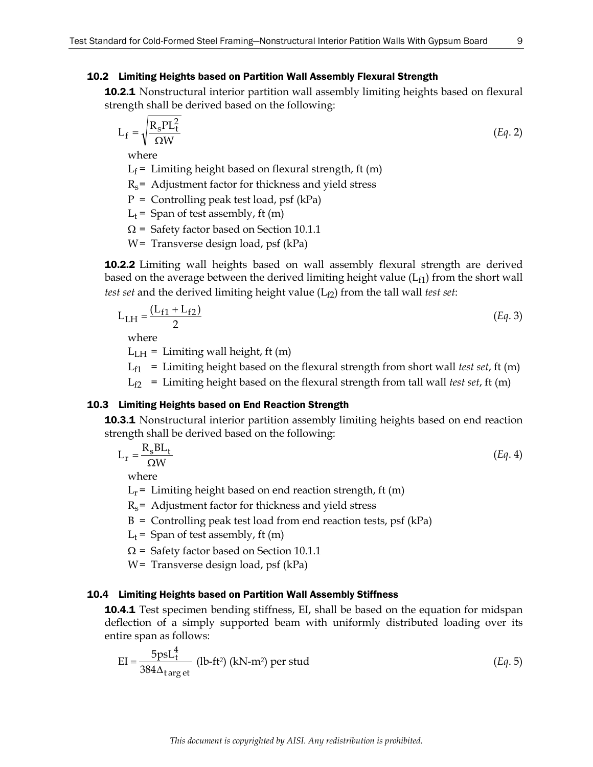### 10.2 Limiting Heights based on Partition Wall Assembly Flexural Strength

**10.2.1** Nonstructural interior partition wall assembly limiting heights based on flexural strength shall be derived based on the following:

$$L_f = \sqrt{\frac{R_s P L_t^2}{\Omega W}} \qquad (Eq.\ 2)$$

where

$L_f$ = Limiting height based on flexural strength, ft (m)

$R_s$ = Adjustment factor for thickness and yield stress

$P$ = Controlling peak test load, psf (kPa)

$L_t$ = Span of test assembly, ft (m)

$\Omega$ = Safety factor based on Section 10.1.1

$W$ = Transverse design load, psf (kPa)

**10.2.2** Limiting wall heights based on wall assembly flexural strength are derived based on the average between the derived limiting height value ($L_{f1}$) from the short wall *test set* and the derived limiting height value ($L_{f2}$) from the tall wall *test set*:

$$L_{LH} = \frac{(L_{f1} + L_{f2})}{2} \qquad (Eq.\ 3)$$

where

$L_{LH}$ = Limiting wall height, ft (m)

$L_{f1}$ = Limiting height based on the flexural strength from short wall *test set*, ft (m)

$L_{f2}$ = Limiting height based on the flexural strength from tall wall *test set*, ft (m)

### 10.3 Limiting Heights based on End Reaction Strength

**10.3.1** Nonstructural interior partition assembly limiting heights based on end reaction strength shall be derived based on the following:

$$L_r = \frac{R_s B L_t}{\Omega W} \qquad (Eq.\ 4)$$

where

$L_r$ = Limiting height based on end reaction strength, ft (m)

$R_s$ = Adjustment factor for thickness and yield stress

$B$ = Controlling peak test load from end reaction tests, psf (kPa)

$L_t$ = Span of test assembly, ft (m)

$\Omega$ = Safety factor based on Section 10.1.1

$W$ = Transverse design load, psf (kPa)

### 10.4 Limiting Heights based on Partition Wall Assembly Stiffness

**10.4.1** Test specimen bending stiffness, EI, shall be based on the equation for midspan deflection of a simply supported beam with uniformly distributed loading over its entire span as follows:

$$EI = \frac{5psL_t^4}{384\Delta_{target}} \text{ (lb-ft}^2\text{) (kN-m}^2\text{) per stud} \qquad (Eq.\ 5)$$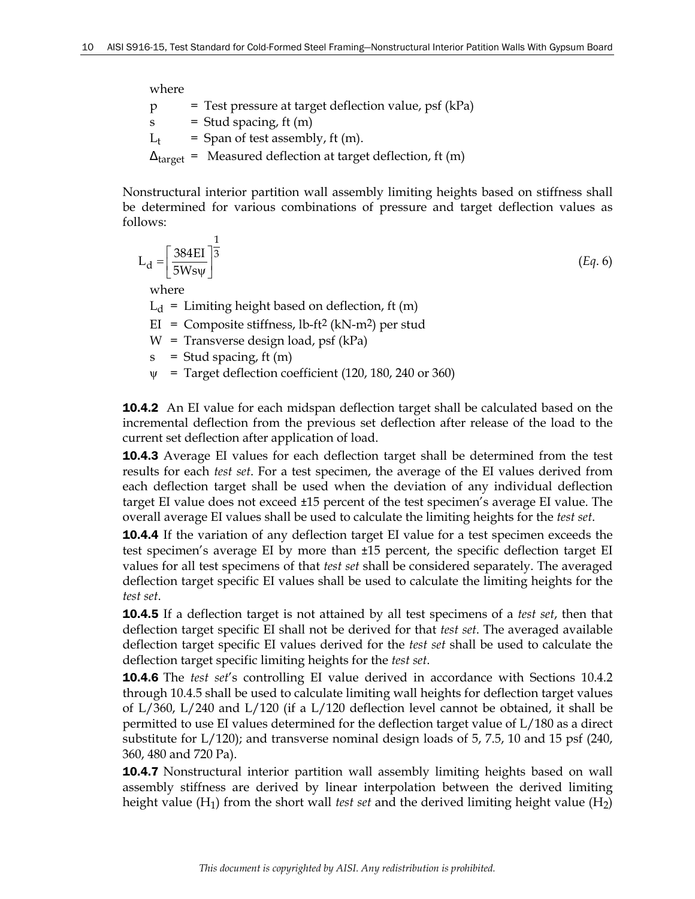where

$p$ = Test pressure at target deflection value, psf (kPa)

$s$ = Stud spacing, ft (m)

$L_t$ = Span of test assembly, ft (m).

$\Delta_{target}$ = Measured deflection at target deflection, ft (m)

Nonstructural interior partition wall assembly limiting heights based on stiffness shall be determined for various combinations of pressure and target deflection values as follows:

$$L_d = \left[\frac{384EI}{5Ws\psi}\right]^{\frac{1}{3}} \qquad (Eq.\ 6)$$

where

$L_d$ = Limiting height based on deflection, ft (m)

$EI$ = Composite stiffness, lb-ft$^2$ (kN-m$^2$) per stud

$W$ = Transverse design load, psf (kPa)

$s$ = Stud spacing, ft (m)

$\psi$ = Target deflection coefficient (120, 180, 240 or 360)

**10.4.2** An EI value for each midspan deflection target shall be calculated based on the incremental deflection from the previous set deflection after release of the load to the current set deflection after application of load.

**10.4.3** Average EI values for each deflection target shall be determined from the test results for each *test set*. For a test specimen, the average of the EI values derived from each deflection target shall be used when the deviation of any individual deflection target EI value does not exceed ±15 percent of the test specimen's average EI value. The overall average EI values shall be used to calculate the limiting heights for the *test set*.

**10.4.4** If the variation of any deflection target EI value for a test specimen exceeds the test specimen's average EI by more than ±15 percent, the specific deflection target EI values for all test specimens of that *test set* shall be considered separately. The averaged deflection target specific EI values shall be used to calculate the limiting heights for the *test set*.

**10.4.5** If a deflection target is not attained by all test specimens of a *test set*, then that deflection target specific EI shall not be derived for that *test set*. The averaged available deflection target specific EI values derived for the *test set* shall be used to calculate the deflection target specific limiting heights for the *test set*.

**10.4.6** The *test set*'s controlling EI value derived in accordance with Sections 10.4.2 through 10.4.5 shall be used to calculate limiting wall heights for deflection target values of L/360, L/240 and L/120 (if a L/120 deflection level cannot be obtained, it shall be permitted to use EI values determined for the deflection target value of L/180 as a direct substitute for L/120); and transverse nominal design loads of 5, 7.5, 10 and 15 psf (240, 360, 480 and 720 Pa).

**10.4.7** Nonstructural interior partition wall assembly limiting heights based on wall assembly stiffness are derived by linear interpolation between the derived limiting height value ($H_1$) from the short wall *test set* and the derived limiting height value ($H_2$)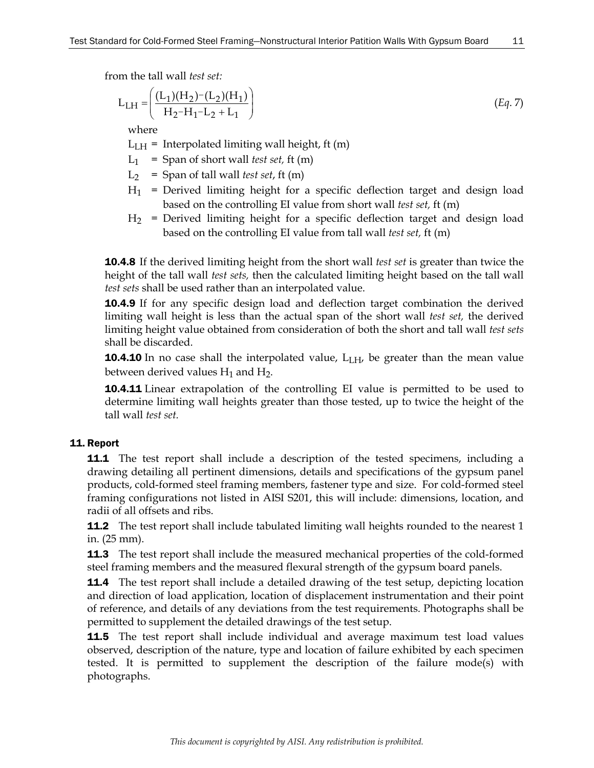from the tall wall *test set:*

$$L_{LH} = \left( \frac{(L_1)(H_2) - (L_2)(H_1)}{H_2 - H_1 - L_2 + L_1} \right) \qquad (Eq.\ 7)$$

where

$L_{LH}$ = Interpolated limiting wall height, ft (m)

$L_1$ = Span of short wall *test set,* ft (m)

$L_2$ = Span of tall wall *test set*, ft (m)

$H_1$ = Derived limiting height for a specific deflection target and design load based on the controlling EI value from short wall *test set,* ft (m)

$H_2$ = Derived limiting height for a specific deflection target and design load based on the controlling EI value from tall wall *test set,* ft (m)

**10.4.8** If the derived limiting height from the short wall *test set* is greater than twice the height of the tall wall *test sets,* then the calculated limiting height based on the tall wall *test sets* shall be used rather than an interpolated value.

**10.4.9** If for any specific design load and deflection target combination the derived limiting wall height is less than the actual span of the short wall *test set,* the derived limiting height value obtained from consideration of both the short and tall wall *test sets* shall be discarded.

**10.4.10** In no case shall the interpolated value, $L_{LH}$, be greater than the mean value between derived values $H_1$ and $H_2$.

**10.4.11** Linear extrapolation of the controlling EI value is permitted to be used to determine limiting wall heights greater than those tested, up to twice the height of the tall wall *test set.*

## 11. Report

**11.1** The test report shall include a description of the tested specimens, including a drawing detailing all pertinent dimensions, details and specifications of the gypsum panel products, cold-formed steel framing members, fastener type and size. For cold-formed steel framing configurations not listed in AISI S201, this will include: dimensions, location, and radii of all offsets and ribs.

**11.2** The test report shall include tabulated limiting wall heights rounded to the nearest 1 in. (25 mm).

**11.3** The test report shall include the measured mechanical properties of the cold-formed steel framing members and the measured flexural strength of the gypsum board panels.

**11.4** The test report shall include a detailed drawing of the test setup, depicting location and direction of load application, location of displacement instrumentation and their point of reference, and details of any deviations from the test requirements. Photographs shall be permitted to supplement the detailed drawings of the test setup.

**11.5** The test report shall include individual and average maximum test load values observed, description of the nature, type and location of failure exhibited by each specimen tested. It is permitted to supplement the description of the failure mode(s) with photographs.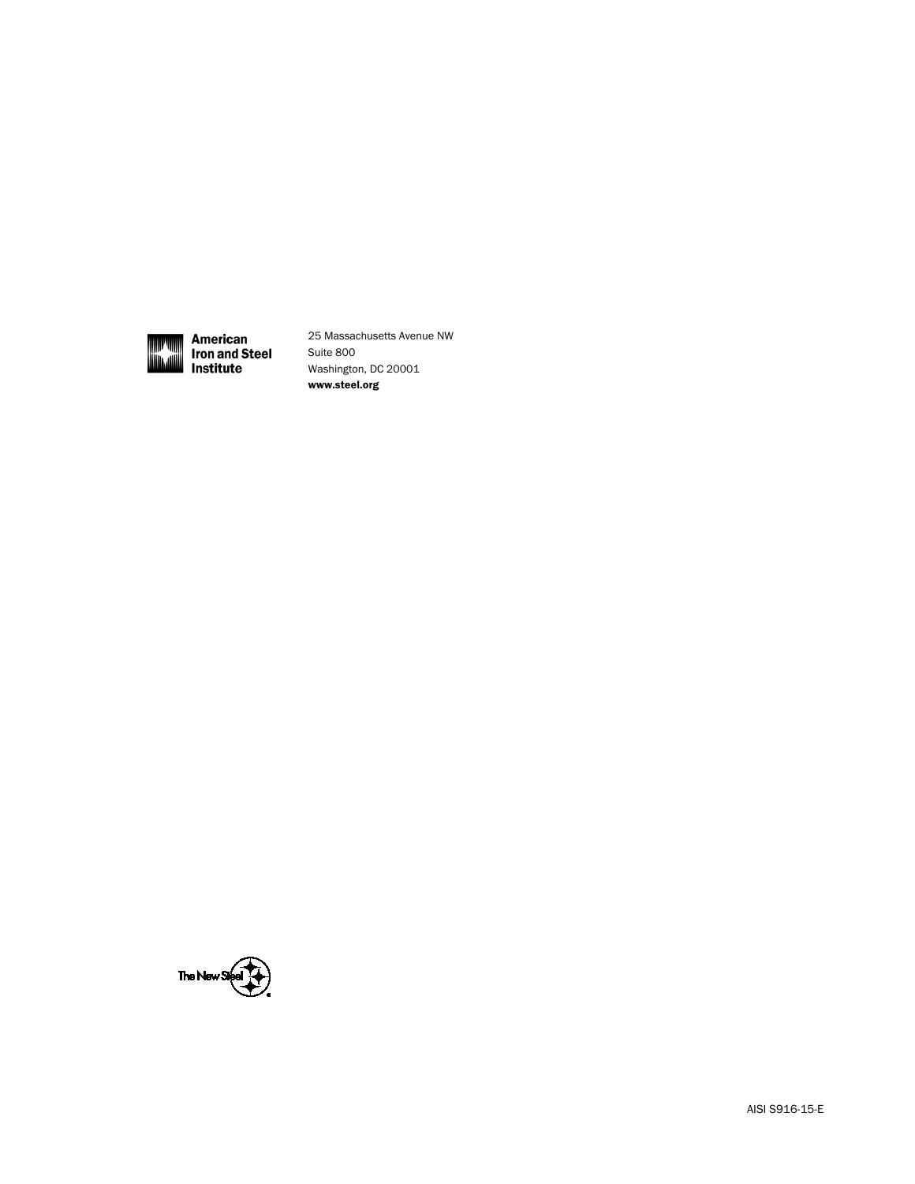American Iron and Steel Institute

25 Massachusetts Avenue NW
Suite 800
Washington, DC 20001
**www.steel.org**

The New Steel

AISI S916-15-E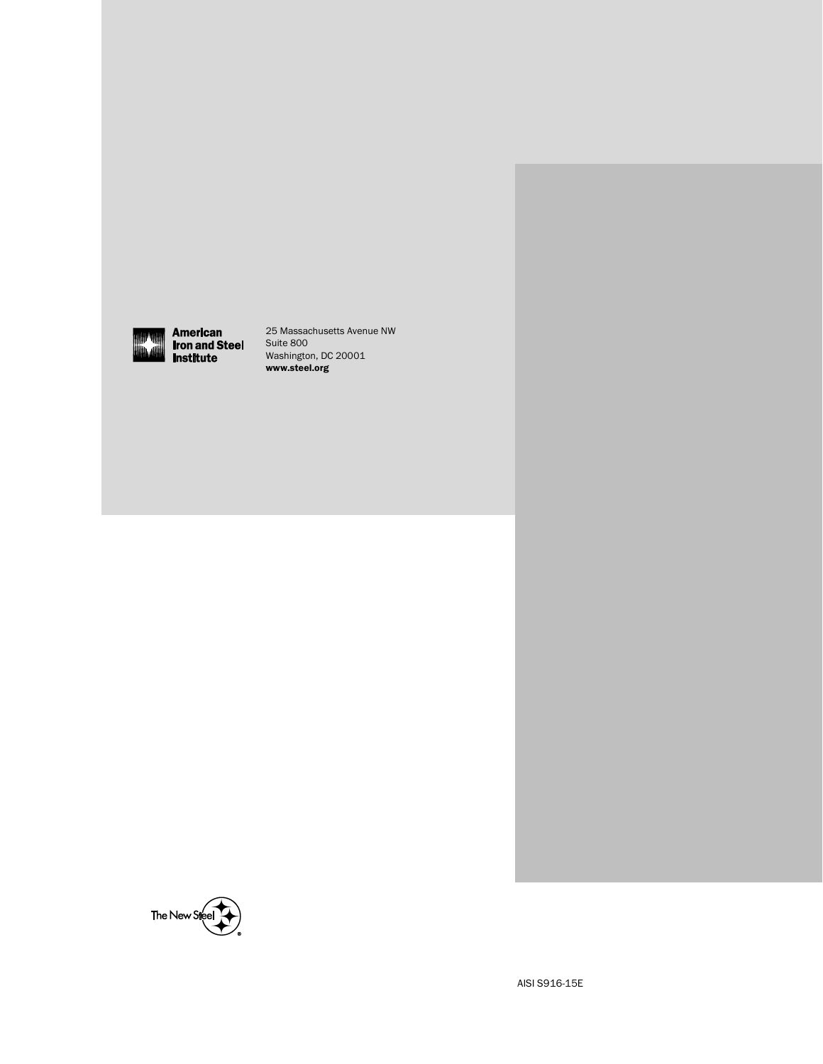American
Iron and Steel
Institute

25 Massachusetts Avenue NW
Suite 800
Washington, DC 20001
**www.steel.org**

The New Steel

AISI S916-15E